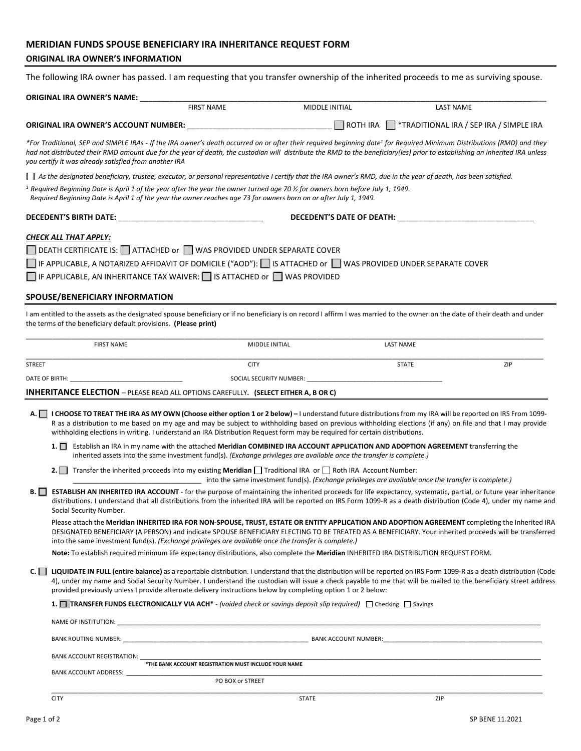# MERIDIAN FUNDS SPOUSE BENEFICIARY IRA INHERITANCE REQUEST FORM

## ORIGINAL IRA OWNER'S INFORMATION

The following IRA owner has passed. I am requesting that you transfer ownership of the inherited proceeds to me as surviving spouse.

**ORIGINAL IRA OWNER'S NAME:** ______________________________________________
FIRST NAME MIDDLE INITIAL LAST NAME

**ORIGINAL IRA OWNER'S ACCOUNT NUMBER:** ______________________ ☐ ROTH IRA ☐ *TRADITIONAL IRA / SEP IRA / SIMPLE IRA

*\*For Traditional, SEP and SIMPLE IRAs - If the IRA owner's death occurred on or after their required beginning date[1] for Required Minimum Distributions (RMD) and they had not distributed their RMD amount due for the year of death, the custodian will distribute the RMD to the beneficiary(ies) prior to establishing an inherited IRA unless you certify it was already satisfied from another IRA*

☐ *As the designated beneficiary, trustee, executor, or personal representative I certify that the IRA owner's RMD, due in the year of death, has been satisfied.*

[1] *Required Beginning Date is April 1 of the year after the year the owner turned age 70 ½ for owners born before July 1, 1949.*
*Required Beginning Date is April 1 of the year the owner reaches age 73 for owners born on or after July 1, 1949.*

**DECEDENT'S BIRTH DATE:** ______________________ **DECEDENT'S DATE OF DEATH:** ______________________

***CHECK ALL THAT APPLY:***

☐ DEATH CERTIFICATE IS: ☐ ATTACHED or ☐ WAS PROVIDED UNDER SEPARATE COVER

☐ IF APPLICABLE, A NOTARIZED AFFIDAVIT OF DOMICILE ("AOD"): ☐ IS ATTACHED or ☐ WAS PROVIDED UNDER SEPARATE COVER

☐ IF APPLICABLE, AN INHERITANCE TAX WAIVER: ☐ IS ATTACHED or ☐ WAS PROVIDED

## SPOUSE/BENEFICIARY INFORMATION

I am entitled to the assets as the designated spouse beneficiary or if no beneficiary is on record I affirm I was married to the owner on the date of their death and under the terms of the beneficiary default provisions. **(Please print)**

______________________________________________
FIRST NAME MIDDLE INITIAL LAST NAME

______________________________________________
STREET CITY STATE ZIP

DATE OF BIRTH: ______________________ SOCIAL SECURITY NUMBER: ______________________

## INHERITANCE ELECTION – PLEASE READ ALL OPTIONS CAREFULLY. (SELECT EITHER A, B OR C)

**A.** ☐ **I CHOOSE TO TREAT THE IRA AS MY OWN (Choose either option 1 or 2 below) –** I understand future distributions from my IRA will be reported on IRS From 1099-R as a distribution to me based on my age and may be subject to withholding based on previous withholding elections (if any) on file and that I may provide withholding elections in writing. I understand an IRA Distribution Request form may be required for certain distributions.

**1.** ☐ Establish an IRA in my name with the attached **Meridian COMBINED IRA ACCOUNT APPLICATION AND ADOPTION AGREEMENT** transferring the inherited assets into the same investment fund(s). *(Exchange privileges are available once the transfer is complete.)*

**2.** ☐ Transfer the inherited proceeds into my existing **Meridian** ☐ Traditional IRA or ☐ Roth IRA Account Number: ______________________ into the same investment fund(s). *(Exchange privileges are available once the transfer is complete.)*

**B.** ☐ **ESTABLISH AN INHERITED IRA ACCOUNT** - for the purpose of maintaining the inherited proceeds for life expectancy, systematic, partial, or future year inheritance distributions. I understand that all distributions from the inherited IRA will be reported on IRS Form 1099-R as a death distribution (Code 4), under my name and Social Security Number.

Please attach the **Meridian INHERITED IRA FOR NON-SPOUSE, TRUST, ESTATE OR ENTITY APPLICATION AND ADOPTION AGREEMENT** completing the Inherited IRA DESIGNATED BENEFICIARY (A PERSON) and indicate SPOUSE BENEFICIARY ELECTING TO BE TREATED AS A BENEFICIARY. Your inherited proceeds will be transferred into the same investment fund(s). *(Exchange privileges are available once the transfer is complete.)*

**Note:** To establish required minimum life expectancy distributions, also complete the **Meridian** INHERITED IRA DISTRIBUTION REQUEST FORM.

**C.** ☐ **LIQUIDATE IN FULL (entire balance)** as a reportable distribution. I understand that the distribution will be reported on IRS Form 1099-R as a death distribution (Code 4), under my name and Social Security Number. I understand the custodian will issue a check payable to me that will be mailed to the beneficiary street address provided previously unless I provide alternate delivery instructions below by completing option 1 or 2 below:

**1.** ☐ **TRANSFER FUNDS ELECTRONICALLY VIA ACH\*** - *(voided check or savings deposit slip required)* ☐ Checking ☐ Savings

NAME OF INSTITUTION: ______________________________________________

BANK ROUTING NUMBER: ______________________ BANK ACCOUNT NUMBER: ______________________

BANK ACCOUNT REGISTRATION: ______________________________________________
**\*THE BANK ACCOUNT REGISTRATION MUST INCLUDE YOUR NAME**

BANK ACCOUNT ADDRESS: ______________________________________________
PO BOX or STREET

______________________________________________
CITY STATE ZIP

SP BENE 11.2021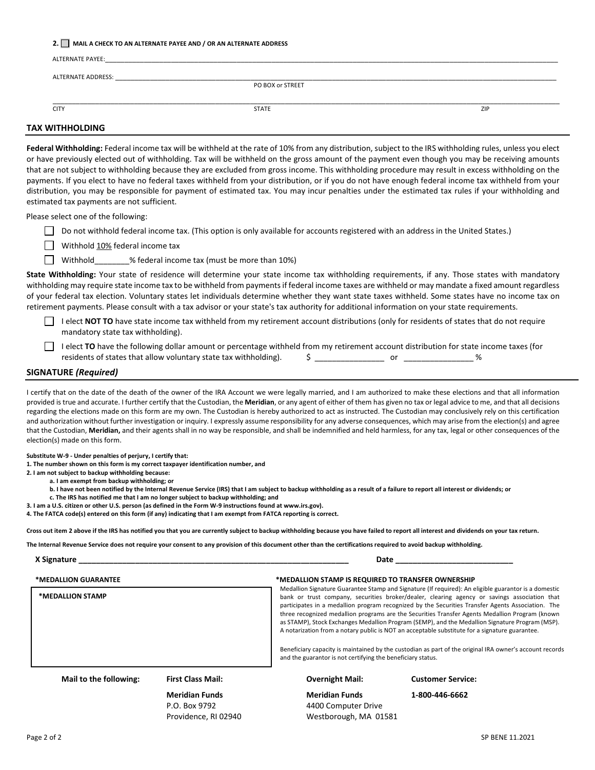**2. ☐ MAIL A CHECK TO AN ALTERNATE PAYEE AND / OR AN ALTERNATE ADDRESS**

ALTERNATE PAYEE:_______________________________________________

ALTERNATE ADDRESS: _______________________________________________
PO BOX or STREET

_______________________________________________
CITY STATE ZIP

## TAX WITHHOLDING

**Federal Withholding:** Federal income tax will be withheld at the rate of 10% from any distribution, subject to the IRS withholding rules, unless you elect or have previously elected out of withholding. Tax will be withheld on the gross amount of the payment even though you may be receiving amounts that are not subject to withholding because they are excluded from gross income. This withholding procedure may result in excess withholding on the payments. If you elect to have no federal taxes withheld from your distribution, or if you do not have enough federal income tax withheld from your distribution, you may be responsible for payment of estimated tax. You may incur penalties under the estimated tax rules if your withholding and estimated tax payments are not sufficient.

Please select one of the following:

☐ Do not withhold federal income tax. (This option is only available for accounts registered with an address in the United States.)

☐ Withhold 10% federal income tax

☐ Withhold________% federal income tax (must be more than 10%)

**State Withholding:** Your state of residence will determine your state income tax withholding requirements, if any. Those states with mandatory withholding may require state income tax to be withheld from payments if federal income taxes are withheld or may mandate a fixed amount regardless of your federal tax election. Voluntary states let individuals determine whether they want state taxes withheld. Some states have no income tax on retirement payments. Please consult with a tax advisor or your state's tax authority for additional information on your state requirements.

☐ I elect **NOT TO** have state income tax withheld from my retirement account distributions (only for residents of states that do not require mandatory state tax withholding).

☐ I elect **TO** have the following dollar amount or percentage withheld from my retirement account distribution for state income taxes (for residents of states that allow voluntary state tax withholding). $ _______________ or _______________ %

## SIGNATURE *(Required)*

I certify that on the date of the death of the owner of the IRA Account we were legally married, and I am authorized to make these elections and that all information provided is true and accurate. I further certify that the Custodian, the **Meridian**, or any agent of either of them has given no tax or legal advice to me, and that all decisions regarding the elections made on this form are my own. The Custodian is hereby authorized to act as instructed. The Custodian may conclusively rely on this certification and authorization without further investigation or inquiry. I expressly assume responsibility for any adverse consequences, which may arise from the election(s) and agree that the Custodian, **Meridian,** and their agents shall in no way be responsible, and shall be indemnified and held harmless, for any tax, legal or other consequences of the election(s) made on this form.

**Substitute W-9 - Under penalties of perjury, I certify that:**
**1. The number shown on this form is my correct taxpayer identification number, and**
**2. I am not subject to backup withholding because:**
**a. I am exempt from backup withholding; or**
**b. I have not been notified by the Internal Revenue Service (IRS) that I am subject to backup withholding as a result of a failure to report all interest or dividends; or**
**c. The IRS has notified me that I am no longer subject to backup withholding; and**
**3. I am a U.S. citizen or other U.S. person (as defined in the Form W-9 instructions found at www.irs.gov).**
**4. The FATCA code(s) entered on this form (if any) indicating that I am exempt from FATCA reporting is correct.**

**Cross out item 2 above if the IRS has notified you that you are currently subject to backup withholding because you have failed to report all interest and dividends on your tax return.**

**The Internal Revenue Service does not require your consent to any provision of this document other than the certifications required to avoid backup withholding.**

**X Signature** _______________________________________________ **Date** ___________________________

**\*MEDALLION GUARANTEE**

**\*MEDALLION STAMP**

**\*MEDALLION STAMP IS REQUIRED TO TRANSFER OWNERSHIP**

Medallion Signature Guarantee Stamp and Signature (If required): An eligible guarantor is a domestic bank or trust company, securities broker/dealer, clearing agency or savings association that participates in a medallion program recognized by the Securities Transfer Agents Association. The three recognized medallion programs are the Securities Transfer Agents Medallion Program (known as STAMP), Stock Exchanges Medallion Program (SEMP), and the Medallion Signature Program (MSP). A notarization from a notary public is NOT an acceptable substitute for a signature guarantee.

Beneficiary capacity is maintained by the custodian as part of the original IRA owner's account records and the guarantor is not certifying the beneficiary status.

| Mail to the following: | First Class Mail: | Overnight Mail: | Customer Service: |
|---|---|---|---|
| | **Meridian Funds** | **Meridian Funds** | **1-800-446-6662** |
| | P.O. Box 9792 | 4400 Computer Drive | |
| | Providence, RI 02940 | Westborough, MA 01581 | |

SP BENE 11.2021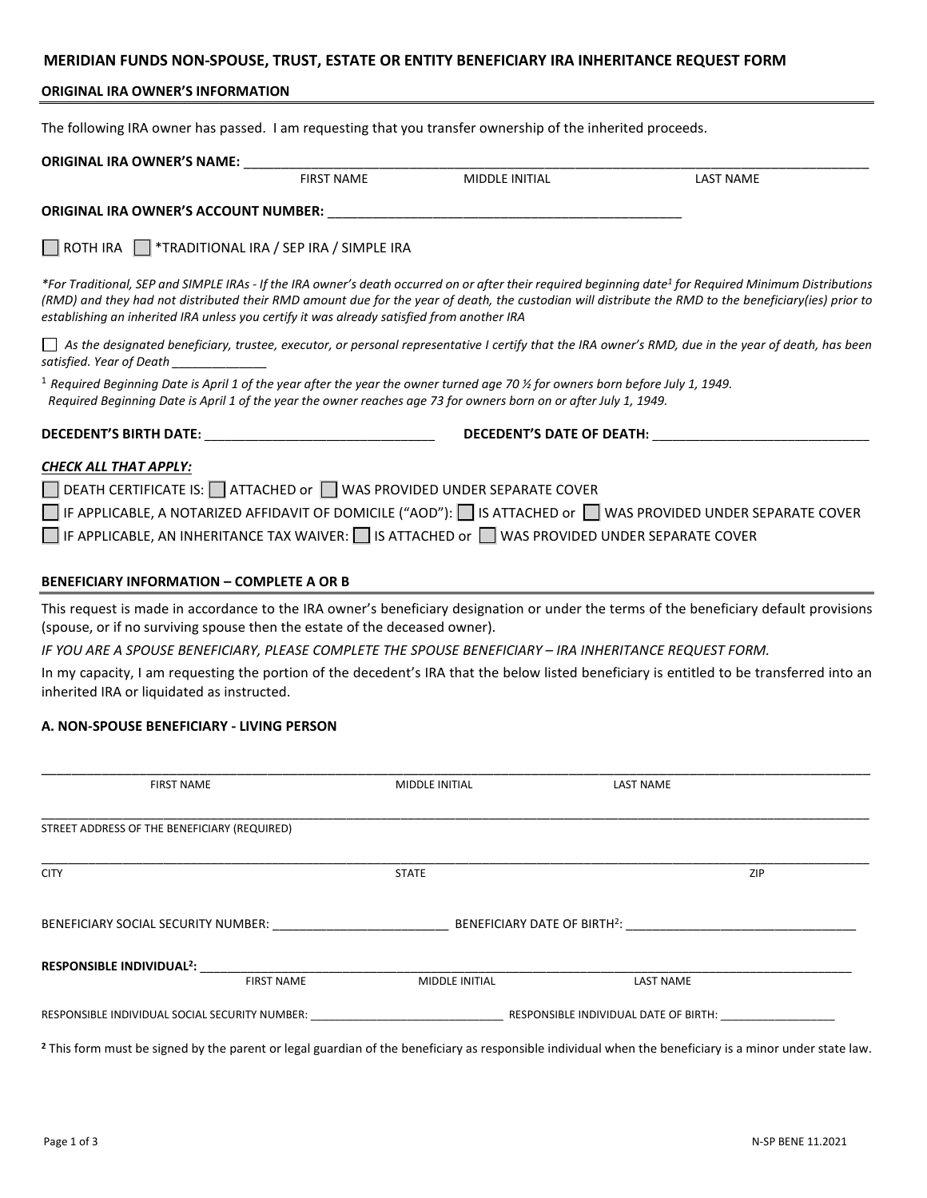## MERIDIAN FUNDS NON-SPOUSE, TRUST, ESTATE OR ENTITY BENEFICIARY IRA INHERITANCE REQUEST FORM

### ORIGINAL IRA OWNER'S INFORMATION

The following IRA owner has passed. I am requesting that you transfer ownership of the inherited proceeds.

**ORIGINAL IRA OWNER'S NAME:** ______________________________________________
FIRST NAME MIDDLE INITIAL LAST NAME

**ORIGINAL IRA OWNER'S ACCOUNT NUMBER:** ______________________________________________

☐ ROTH IRA ☐ *TRADITIONAL IRA / SEP IRA / SIMPLE IRA

*\*For Traditional, SEP and SIMPLE IRAs - If the IRA owner's death occurred on or after their required beginning date[1] for Required Minimum Distributions (RMD) and they had not distributed their RMD amount due for the year of death, the custodian will distribute the RMD to the beneficiary(ies) prior to establishing an inherited IRA unless you certify it was already satisfied from another IRA*

☐ *As the designated beneficiary, trustee, executor, or personal representative I certify that the IRA owner's RMD, due in the year of death, has been satisfied. Year of Death* _____________

[1] *Required Beginning Date is April 1 of the year after the year the owner turned age 70 ½ for owners born before July 1, 1949.*
*Required Beginning Date is April 1 of the year the owner reaches age 73 for owners born on or after July 1, 1949.*

**DECEDENT'S BIRTH DATE:** _______________________________ **DECEDENT'S DATE OF DEATH:** _______________________________

***CHECK ALL THAT APPLY:***

☐ DEATH CERTIFICATE IS: ☐ ATTACHED or ☐ WAS PROVIDED UNDER SEPARATE COVER

☐ IF APPLICABLE, A NOTARIZED AFFIDAVIT OF DOMICILE ("AOD"): ☐ IS ATTACHED or ☐ WAS PROVIDED UNDER SEPARATE COVER

☐ IF APPLICABLE, AN INHERITANCE TAX WAIVER: ☐ IS ATTACHED or ☐ WAS PROVIDED UNDER SEPARATE COVER

### BENEFICIARY INFORMATION – COMPLETE A OR B

This request is made in accordance to the IRA owner's beneficiary designation or under the terms of the beneficiary default provisions (spouse, or if no surviving spouse then the estate of the deceased owner).

*IF YOU ARE A SPOUSE BENEFICIARY, PLEASE COMPLETE THE SPOUSE BENEFICIARY – IRA INHERITANCE REQUEST FORM.*

In my capacity, I am requesting the portion of the decedent's IRA that the below listed beneficiary is entitled to be transferred into an inherited IRA or liquidated as instructed.

#### A. NON-SPOUSE BENEFICIARY - LIVING PERSON

______________________________________________
FIRST NAME MIDDLE INITIAL LAST NAME

______________________________________________
STREET ADDRESS OF THE BENEFICIARY (REQUIRED)

______________________________________________
CITY STATE ZIP

BENEFICIARY SOCIAL SECURITY NUMBER: _________________________ BENEFICIARY DATE OF BIRTH[2]: _______________________________

**RESPONSIBLE INDIVIDUAL[2]:** ______________________________________________
FIRST NAME MIDDLE INITIAL LAST NAME

RESPONSIBLE INDIVIDUAL SOCIAL SECURITY NUMBER: _______________________________ RESPONSIBLE INDIVIDUAL DATE OF BIRTH: __________________

**[2]** This form must be signed by the parent or legal guardian of the beneficiary as responsible individual when the beneficiary is a minor under state law.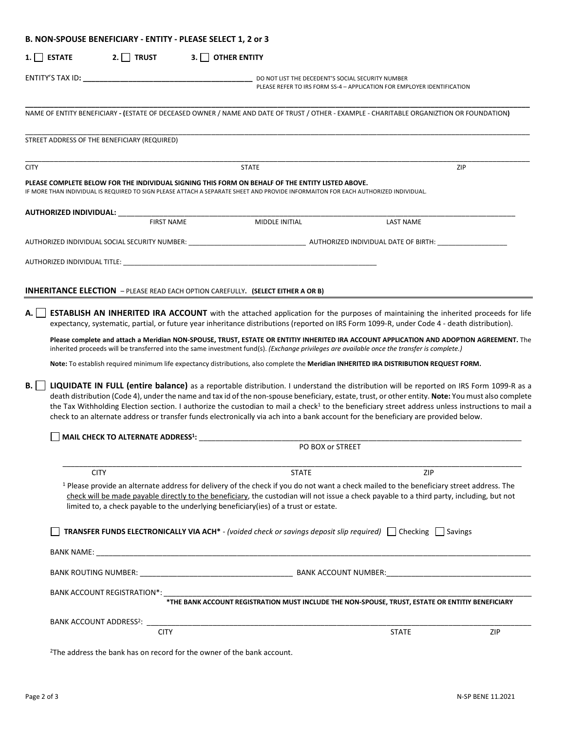**B. NON-SPOUSE BENEFICIARY - ENTITY - PLEASE SELECT 1, 2 or 3**

**1.** ☐ **ESTATE** **2.** ☐ **TRUST** **3.** ☐ **OTHER ENTITY**

**ENTITY'S TAX ID: \_\_\_\_\_\_\_\_\_\_\_\_\_\_\_\_\_\_\_\_\_\_\_\_\_\_\_\_\_\_\_\_\_\_\_\_\_\_** DO NOT LIST THE DECEDENT'S SOCIAL SECURITY NUMBER
PLEASE REFER TO IRS FORM SS-4 – APPLICATION FOR EMPLOYER IDENTIFICATION

\_\_\_\_\_\_\_\_\_\_\_\_\_\_\_\_\_\_\_\_\_\_\_\_\_\_\_\_\_\_\_\_\_\_\_\_\_\_\_\_\_\_\_\_\_\_\_\_\_\_\_\_\_\_\_\_\_\_\_\_\_\_\_\_\_\_\_\_\_\_\_\_\_\_\_\_\_\_
NAME OF ENTITY BENEFICIARY **- (**ESTATE OF DECEASED OWNER / NAME AND DATE OF TRUST / OTHER - EXAMPLE - CHARITABLE ORGANIZTION OR FOUNDATION**)**

\_\_\_\_\_\_\_\_\_\_\_\_\_\_\_\_\_\_\_\_\_\_\_\_\_\_\_\_\_\_\_\_\_\_\_\_\_\_\_\_\_\_\_\_\_\_\_\_\_\_\_\_\_\_\_\_\_\_\_\_\_\_\_\_\_\_\_\_\_\_\_\_\_\_\_\_\_\_
STREET ADDRESS OF THE BENEFICIARY (REQUIRED)

\_\_\_\_\_\_\_\_\_\_\_\_\_\_\_\_\_\_\_\_\_\_\_\_\_\_\_\_\_\_\_\_\_\_\_\_\_\_\_\_\_\_\_\_\_\_\_\_\_\_\_\_\_\_\_\_\_\_\_\_\_\_\_\_\_\_\_\_\_\_\_\_\_\_\_\_\_\_
CITY STATE ZIP

**PLEASE COMPLETE BELOW FOR THE INDIVIDUAL SIGNING THIS FORM ON BEHALF OF THE ENTITY LISTED ABOVE.**
IF MORE THAN INDIVIDUAL IS REQUIRED TO SIGN PLEASE ATTACH A SEPARATE SHEET AND PROVIDE INFORMAITON FOR EACH AUTHORIZED INDIVIDUAL.

**AUTHORIZED INDIVIDUAL:** \_\_\_\_\_\_\_\_\_\_\_\_\_\_\_\_\_\_\_\_\_\_\_\_\_\_\_\_\_\_\_\_\_\_\_\_\_\_\_\_\_\_\_\_\_\_\_\_\_\_\_\_\_\_\_\_\_\_
FIRST NAME MIDDLE INITIAL LAST NAME

AUTHORIZED INDIVIDUAL SOCIAL SECURITY NUMBER: \_\_\_\_\_\_\_\_\_\_\_\_\_\_\_\_\_\_\_\_\_\_\_\_\_\_\_\_\_\_ AUTHORIZED INDIVIDUAL DATE OF BIRTH: \_\_\_\_\_\_\_\_\_\_\_\_\_\_\_\_\_\_

AUTHORIZED INDIVIDUAL TITLE: \_\_\_\_\_\_\_\_\_\_\_\_\_\_\_\_\_\_\_\_\_\_\_\_\_\_\_\_\_\_\_\_\_\_\_\_\_\_\_\_\_\_\_\_\_\_\_\_\_\_\_\_\_\_\_\_\_\_\_\_\_\_\_\_\_\_\_\_

## INHERITANCE ELECTION – PLEASE READ EACH OPTION CAREFULLY. (SELECT EITHER A OR B)

**A.** ☐ **ESTABLISH AN INHERITED IRA ACCOUNT** with the attached application for the purposes of maintaining the inherited proceeds for life expectancy, systematic, partial, or future year inheritance distributions (reported on IRS Form 1099-R, under Code 4 - death distribution).

**Please complete and attach a Meridian NON-SPOUSE, TRUST, ESTATE OR ENTITIY INHERITED IRA ACCOUNT APPLICATION AND ADOPTION AGREEMENT.** The inherited proceeds will be transferred into the same investment fund(s). *(Exchange privileges are available once the transfer is complete.)*

**Note:** To establish required minimum life expectancy distributions, also complete the **Meridian INHERITED IRA DISTRIBUTION REQUEST FORM.**

**B.** ☐ **LIQUIDATE IN FULL (entire balance)** as a reportable distribution. I understand the distribution will be reported on IRS Form 1099-R as a death distribution (Code 4), under the name and tax id of the non-spouse beneficiary, estate, trust, or other entity. **Note:** You must also complete the Tax Withholding Election section. I authorize the custodian to mail a check[1] to the beneficiary street address unless instructions to mail a check to an alternate address or transfer funds electronically via ach into a bank account for the beneficiary are provided below.

☐ **MAIL CHECK TO ALTERNATE ADDRESS[1]:** \_\_\_\_\_\_\_\_\_\_\_\_\_\_\_\_\_\_\_\_\_\_\_\_\_\_\_\_\_\_\_\_\_\_\_\_\_\_\_\_\_\_\_\_\_\_\_\_\_\_\_\_\_\_\_\_
PO BOX or STREET

\_\_\_\_\_\_\_\_\_\_\_\_\_\_\_\_\_\_\_\_\_\_\_\_\_\_\_\_\_\_\_\_\_\_\_\_\_\_\_\_\_\_\_\_\_\_\_\_\_\_\_\_\_\_\_\_\_\_\_\_\_\_\_\_\_\_\_\_\_\_\_\_\_\_\_\_\_\_
CITY STATE ZIP

[1] Please provide an alternate address for delivery of the check if you do not want a check mailed to the beneficiary street address. The check will be made payable directly to the beneficiary, the custodian will not issue a check payable to a third party, including, but not limited to, a check payable to the underlying beneficiary(ies) of a trust or estate.

☐ **TRANSFER FUNDS ELECTRONICALLY VIA ACH\*** - *(voided check or savings deposit slip required)* ☐ Checking ☐ Savings

BANK NAME: \_\_\_\_\_\_\_\_\_\_\_\_\_\_\_\_\_\_\_\_\_\_\_\_\_\_\_\_\_\_\_\_\_\_\_\_\_\_\_\_\_\_\_\_\_\_\_\_\_\_\_\_\_\_\_\_\_\_\_\_\_\_\_\_\_\_\_\_\_\_\_\_\_\_\_\_\_\_

BANK ROUTING NUMBER: \_\_\_\_\_\_\_\_\_\_\_\_\_\_\_\_\_\_\_\_\_\_\_\_\_\_\_\_\_\_\_\_\_\_\_\_\_ BANK ACCOUNT NUMBER: \_\_\_\_\_\_\_\_\_\_\_\_\_\_\_\_\_\_\_\_\_\_\_\_\_\_\_\_\_\_\_\_\_\_\_\_

BANK ACCOUNT REGISTRATION\*: \_\_\_\_\_\_\_\_\_\_\_\_\_\_\_\_\_\_\_\_\_\_\_\_\_\_\_\_\_\_\_\_\_\_\_\_\_\_\_\_\_\_\_\_\_\_\_\_\_\_\_\_\_\_\_\_\_\_\_\_\_\_\_\_\_\_\_\_\_\_
**\*THE BANK ACCOUNT REGISTRATION MUST INCLUDE THE NON-SPOUSE, TRUST, ESTATE OR ENTITIY BENEFICIARY**

BANK ACCOUNT ADDRESS[2]: \_\_\_\_\_\_\_\_\_\_\_\_\_\_\_\_\_\_\_\_\_\_\_\_\_\_\_\_\_\_\_\_\_\_\_\_\_\_\_\_\_\_\_\_\_\_\_\_\_\_\_\_\_\_\_\_\_\_\_\_\_\_\_\_\_\_\_\_\_\_\_\_\_\_
CITY STATE ZIP

[2] The address the bank has on record for the owner of the bank account.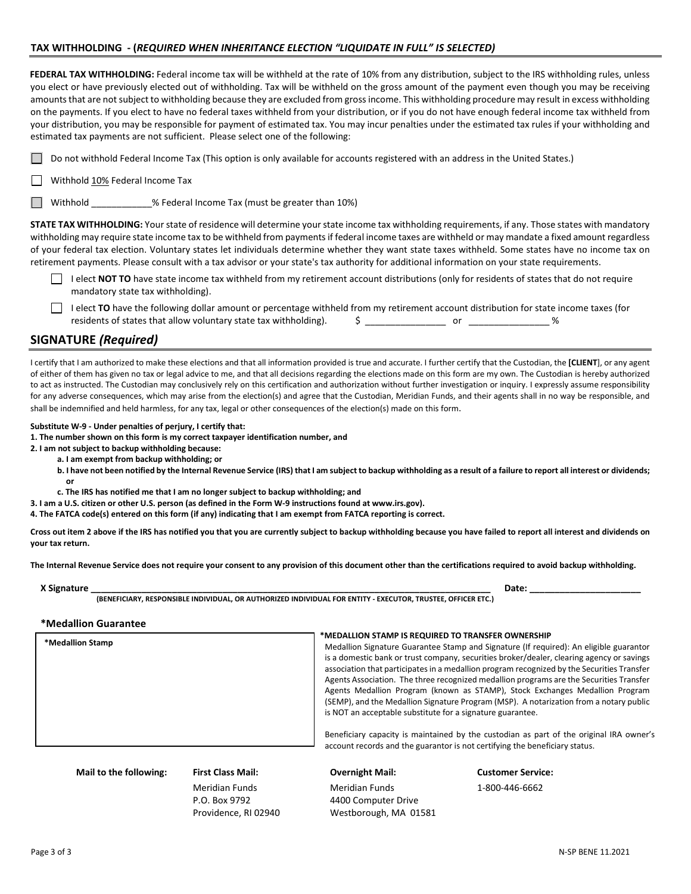## TAX WITHHOLDING - (*REQUIRED WHEN INHERITANCE ELECTION "LIQUIDATE IN FULL" IS SELECTED)*

**FEDERAL TAX WITHHOLDING:** Federal income tax will be withheld at the rate of 10% from any distribution, subject to the IRS withholding rules, unless you elect or have previously elected out of withholding. Tax will be withheld on the gross amount of the payment even though you may be receiving amounts that are not subject to withholding because they are excluded from gross income. This withholding procedure may result in excess withholding on the payments. If you elect to have no federal taxes withheld from your distribution, or if you do not have enough federal income tax withheld from your distribution, you may be responsible for payment of estimated tax. You may incur penalties under the estimated tax rules if your withholding and estimated tax payments are not sufficient. Please select one of the following:

☐ Do not withhold Federal Income Tax (This option is only available for accounts registered with an address in the United States.)

☐ Withhold 10% Federal Income Tax

☐ Withhold ____________% Federal Income Tax (must be greater than 10%)

**STATE TAX WITHHOLDING:** Your state of residence will determine your state income tax withholding requirements, if any. Those states with mandatory withholding may require state income tax to be withheld from payments if federal income taxes are withheld or may mandate a fixed amount regardless of your federal tax election. Voluntary states let individuals determine whether they want state taxes withheld. Some states have no income tax on retirement payments. Please consult with a tax advisor or your state's tax authority for additional information on your state requirements.

☐ I elect **NOT TO** have state income tax withheld from my retirement account distributions (only for residents of states that do not require mandatory state tax withholding).

☐ I elect **TO** have the following dollar amount or percentage withheld from my retirement account distribution for state income taxes (for residents of states that allow voluntary state tax withholding). $ _______________ or _______________ %

## SIGNATURE *(Required)*

I certify that I am authorized to make these elections and that all information provided is true and accurate. I further certify that the Custodian, the **[CLIENT**], or any agent of either of them has given no tax or legal advice to me, and that all decisions regarding the elections made on this form are my own. The Custodian is hereby authorized to act as instructed. The Custodian may conclusively rely on this certification and authorization without further investigation or inquiry. I expressly assume responsibility for any adverse consequences, which may arise from the election(s) and agree that the Custodian, Meridian Funds, and their agents shall in no way be responsible, and shall be indemnified and held harmless, for any tax, legal or other consequences of the election(s) made on this form.

**Substitute W-9 - Under penalties of perjury, I certify that:**

**1. The number shown on this form is my correct taxpayer identification number, and**

**2. I am not subject to backup withholding because:**

- **a. I am exempt from backup withholding; or**
- **b. I have not been notified by the Internal Revenue Service (IRS) that I am subject to backup withholding as a result of a failure to report all interest or dividends; or**
- **c. The IRS has notified me that I am no longer subject to backup withholding; and**

**3. I am a U.S. citizen or other U.S. person (as defined in the Form W-9 instructions found at www.irs.gov).**

**4. The FATCA code(s) entered on this form (if any) indicating that I am exempt from FATCA reporting is correct.**

**Cross out item 2 above if the IRS has notified you that you are currently subject to backup withholding because you have failed to report all interest and dividends on your tax return.**

**The Internal Revenue Service does not require your consent to any provision of this document other than the certifications required to avoid backup withholding.**

**X Signature** ______________________________________________ **Date:** ____________________

**(BENEFICIARY, RESPONSIBLE INDIVIDUAL, OR AUTHORIZED INDIVIDUAL FOR ENTITY - EXECUTOR, TRUSTEE, OFFICER ETC.)**

### *Medallion Guarantee

**\*Medallion Stamp**

**\*MEDALLION STAMP IS REQUIRED TO TRANSFER OWNERSHIP**

Medallion Signature Guarantee Stamp and Signature (If required): An eligible guarantor is a domestic bank or trust company, securities broker/dealer, clearing agency or savings association that participates in a medallion program recognized by the Securities Transfer Agents Association. The three recognized medallion programs are the Securities Transfer Agents Medallion Program (known as STAMP), Stock Exchanges Medallion Program (SEMP), and the Medallion Signature Program (MSP). A notarization from a notary public is NOT an acceptable substitute for a signature guarantee.

Beneficiary capacity is maintained by the custodian as part of the original IRA owner's account records and the guarantor is not certifying the beneficiary status.

| Mail to the following: | First Class Mail: | Overnight Mail: | Customer Service: |
|---|---|---|---|
| | Meridian Funds<br>P.O. Box 9792<br>Providence, RI 02940 | Meridian Funds<br>4400 Computer Drive<br>Westborough, MA 01581 | 1-800-446-6662 |

N-SP BENE 11.2021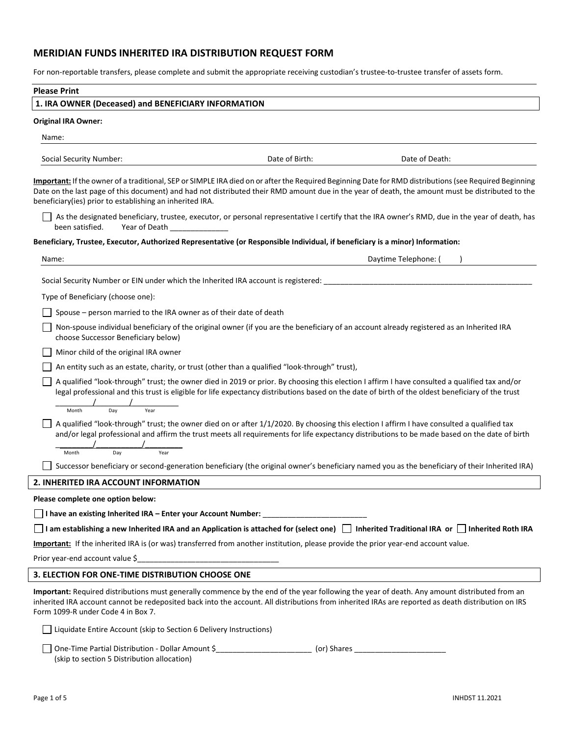# MERIDIAN FUNDS INHERITED IRA DISTRIBUTION REQUEST FORM

For non-reportable transfers, please complete and submit the appropriate receiving custodian's trustee-to-trustee transfer of assets form.

**Please Print**

## 1. IRA OWNER (Deceased) and BENEFICIARY INFORMATION

**Original IRA Owner:**

Name:

Social Security Number: Date of Birth: Date of Death:

**Important:** If the owner of a traditional, SEP or SIMPLE IRA died on or after the Required Beginning Date for RMD distributions (see Required Beginning Date on the last page of this document) and had not distributed their RMD amount due in the year of death, the amount must be distributed to the beneficiary(ies) prior to establishing an inherited IRA.

☐ As the designated beneficiary, trustee, executor, or personal representative I certify that the IRA owner's RMD, due in the year of death, has been satisfied. Year of Death ______________

**Beneficiary, Trustee, Executor, Authorized Representative (or Responsible Individual, if beneficiary is a minor) Information:**

Name: Daytime Telephone: (   )

Social Security Number or EIN under which the Inherited IRA account is registered: ____________________

Type of Beneficiary (choose one):

☐ Spouse – person married to the IRA owner as of their date of death

☐ Non-spouse individual beneficiary of the original owner (if you are the beneficiary of an account already registered as an Inherited IRA choose Successor Beneficiary below)

☐ Minor child of the original IRA owner

☐ An entity such as an estate, charity, or trust (other than a qualified "look-through" trust),

☐ A qualified "look-through" trust; the owner died in 2019 or prior. By choosing this election I affirm I have consulted a qualified tax and/or legal professional and this trust is eligible for life expectancy distributions based on the date of birth of the oldest beneficiary of the trust ________/________/__________ (Month / Day / Year)

☐ A qualified "look-through" trust; the owner died on or after 1/1/2020. By choosing this election I affirm I have consulted a qualified tax and/or legal professional and affirm the trust meets all requirements for life expectancy distributions to be made based on the date of birth ________/__________/__________ (Month / Day / Year)

☐ Successor beneficiary or second-generation beneficiary (the original owner's beneficiary named you as the beneficiary of their Inherited IRA)

## 2. INHERITED IRA ACCOUNT INFORMATION

**Please complete one option below:**

☐ **I have an existing Inherited IRA – Enter your Account Number:** ________________________

☐ **I am establishing a new Inherited IRA and an Application is attached for (select one)** ☐ **Inherited Traditional IRA or** ☐ **Inherited Roth IRA**

**Important:** If the inherited IRA is (or was) transferred from another institution, please provide the prior year-end account value.

Prior year-end account value $________________________________

## 3. ELECTION FOR ONE-TIME DISTRIBUTION CHOOSE ONE

**Important:** Required distributions must generally commence by the end of the year following the year of death. Any amount distributed from an inherited IRA account cannot be redeposited back into the account. All distributions from inherited IRAs are reported as death distribution on IRS Form 1099-R under Code 4 in Box 7.

☐ Liquidate Entire Account (skip to Section 6 Delivery Instructions)

☐ One-Time Partial Distribution - Dollar Amount $______________________ (or) Shares _____________________
(skip to section 5 Distribution allocation)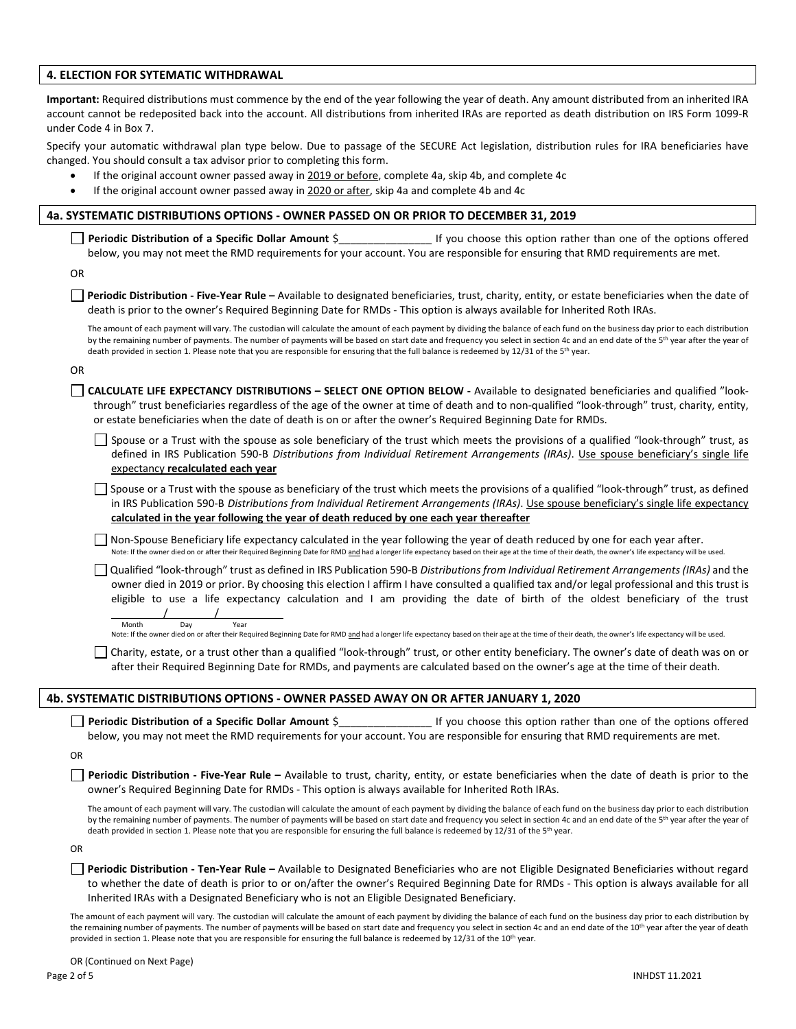## 4. ELECTION FOR SYTEMATIC WITHDRAWAL

**Important:** Required distributions must commence by the end of the year following the year of death. Any amount distributed from an inherited IRA account cannot be redeposited back into the account. All distributions from inherited IRAs are reported as death distribution on IRS Form 1099-R under Code 4 in Box 7.

Specify your automatic withdrawal plan type below. Due to passage of the SECURE Act legislation, distribution rules for IRA beneficiaries have changed. You should consult a tax advisor prior to completing this form.

- If the original account owner passed away in 2019 or before, complete 4a, skip 4b, and complete 4c
- If the original account owner passed away in 2020 or after, skip 4a and complete 4b and 4c

## 4a. SYSTEMATIC DISTRIBUTIONS OPTIONS - OWNER PASSED ON OR PRIOR TO DECEMBER 31, 2019

☐ **Periodic Distribution of a Specific Dollar Amount** $_______________ If you choose this option rather than one of the options offered below, you may not meet the RMD requirements for your account. You are responsible for ensuring that RMD requirements are met.

OR

☐ **Periodic Distribution - Five-Year Rule –** Available to designated beneficiaries, trust, charity, entity, or estate beneficiaries when the date of death is prior to the owner's Required Beginning Date for RMDs - This option is always available for Inherited Roth IRAs.

The amount of each payment will vary. The custodian will calculate the amount of each payment by dividing the balance of each fund on the business day prior to each distribution by the remaining number of payments. The number of payments will be based on start date and frequency you select in section 4c and an end date of the 5th year after the year of death provided in section 1. Please note that you are responsible for ensuring that the full balance is redeemed by 12/31 of the 5th year.

OR

☐ **CALCULATE LIFE EXPECTANCY DISTRIBUTIONS – SELECT ONE OPTION BELOW -** Available to designated beneficiaries and qualified "look-through" trust beneficiaries regardless of the age of the owner at time of death and to non-qualified "look-through" trust, charity, entity, or estate beneficiaries when the date of death is on or after the owner's Required Beginning Date for RMDs.

☐ Spouse or a Trust with the spouse as sole beneficiary of the trust which meets the provisions of a qualified "look-through" trust, as defined in IRS Publication 590-B *Distributions from Individual Retirement Arrangements (IRAs)*. Use spouse beneficiary's single life expectancy **recalculated each year**

☐ Spouse or a Trust with the spouse as beneficiary of the trust which meets the provisions of a qualified "look-through" trust, as defined in IRS Publication 590-B *Distributions from Individual Retirement Arrangements (IRAs)*. Use spouse beneficiary's single life expectancy **calculated in the year following the year of death reduced by one each year thereafter**

☐ Non-Spouse Beneficiary life expectancy calculated in the year following the year of death reduced by one for each year after.
Note: If the owner died on or after their Required Beginning Date for RMD and had a longer life expectancy based on their age at the time of their death, the owner's life expectancy will be used.

☐ Qualified "look-through" trust as defined in IRS Publication 590-B *Distributions from Individual Retirement Arrangements (IRAs)* and the owner died in 2019 or prior. By choosing this election I affirm I have consulted a qualified tax and/or legal professional and this trust is eligible to use a life expectancy calculation and I am providing the date of birth of the oldest beneficiary of the trust ________/________/__________
Month Day Year
Note: If the owner died on or after their Required Beginning Date for RMD and had a longer life expectancy based on their age at the time of their death, the owner's life expectancy will be used.

☐ Charity, estate, or a trust other than a qualified "look-through" trust, or other entity beneficiary. The owner's date of death was on or after their Required Beginning Date for RMDs, and payments are calculated based on the owner's age at the time of their death.

## 4b. SYSTEMATIC DISTRIBUTIONS OPTIONS - OWNER PASSED AWAY ON OR AFTER JANUARY 1, 2020

☐ **Periodic Distribution of a Specific Dollar Amount** $_______________ If you choose this option rather than one of the options offered below, you may not meet the RMD requirements for your account. You are responsible for ensuring that RMD requirements are met.

OR

☐ **Periodic Distribution - Five-Year Rule –** Available to trust, charity, entity, or estate beneficiaries when the date of death is prior to the owner's Required Beginning Date for RMDs - This option is always available for Inherited Roth IRAs.

The amount of each payment will vary. The custodian will calculate the amount of each payment by dividing the balance of each fund on the business day prior to each distribution by the remaining number of payments. The number of payments will be based on start date and frequency you select in section 4c and an end date of the 5th year after the year of death provided in section 1. Please note that you are responsible for ensuring the full balance is redeemed by 12/31 of the 5th year.

OR

☐ **Periodic Distribution - Ten-Year Rule –** Available to Designated Beneficiaries who are not Eligible Designated Beneficiaries without regard to whether the date of death is prior to or on/after the owner's Required Beginning Date for RMDs - This option is always available for all Inherited IRAs with a Designated Beneficiary who is not an Eligible Designated Beneficiary.

The amount of each payment will vary. The custodian will calculate the amount of each payment by dividing the balance of each fund on the business day prior to each distribution by the remaining number of payments. The number of payments will be based on start date and frequency you select in section 4c and an end date of the 10th year after the year of death provided in section 1. Please note that you are responsible for ensuring the full balance is redeemed by 12/31 of the 10th year.

OR (Continued on Next Page)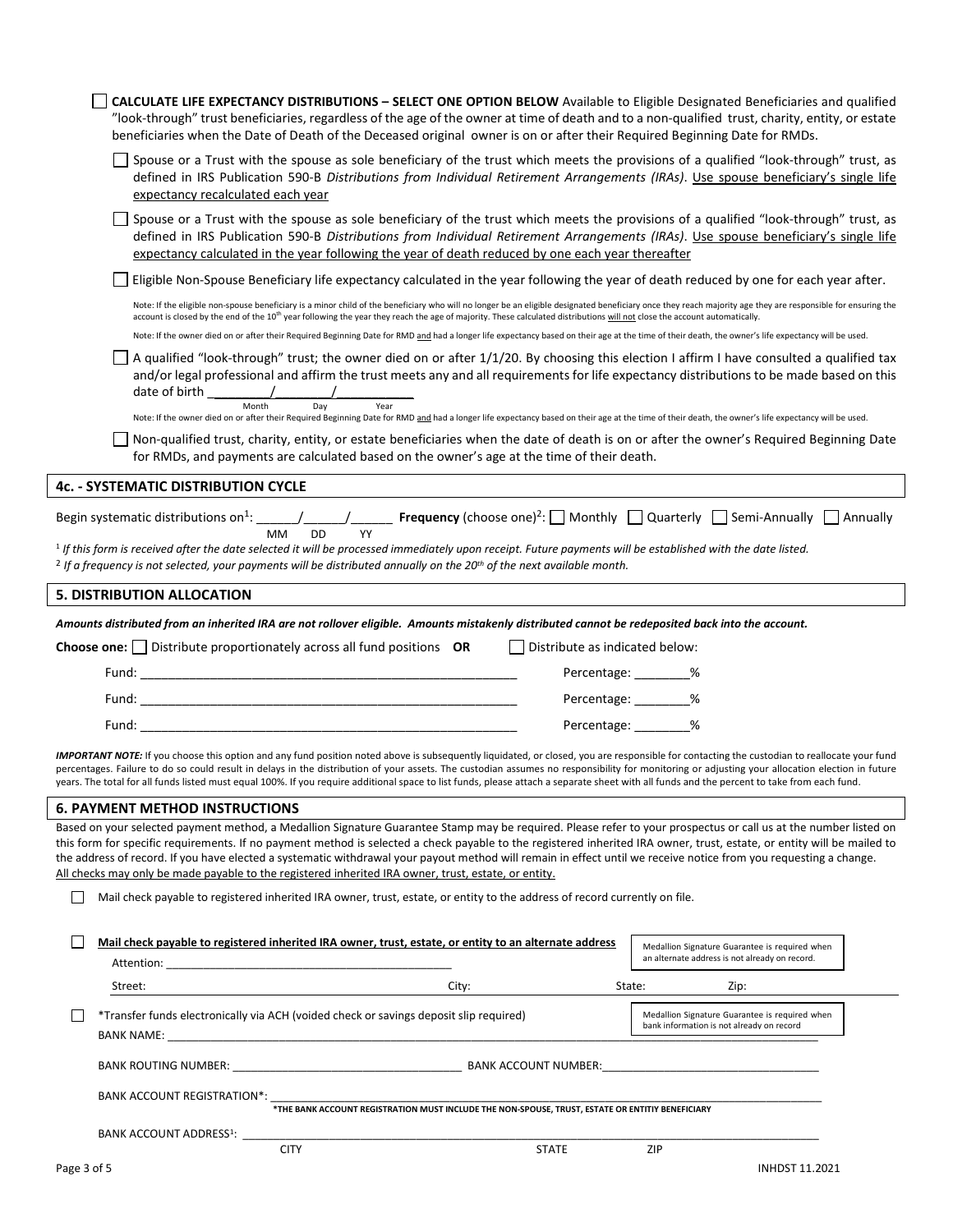☐ **CALCULATE LIFE EXPECTANCY DISTRIBUTIONS – SELECT ONE OPTION BELOW** Available to Eligible Designated Beneficiaries and qualified "look-through" trust beneficiaries, regardless of the age of the owner at time of death and to a non-qualified trust, charity, entity, or estate beneficiaries when the Date of Death of the Deceased original owner is on or after their Required Beginning Date for RMDs.

☐ Spouse or a Trust with the spouse as sole beneficiary of the trust which meets the provisions of a qualified "look-through" trust, as defined in IRS Publication 590-B *Distributions from Individual Retirement Arrangements (IRAs)*. Use spouse beneficiary's single life expectancy recalculated each year

☐ Spouse or a Trust with the spouse as sole beneficiary of the trust which meets the provisions of a qualified "look-through" trust, as defined in IRS Publication 590-B *Distributions from Individual Retirement Arrangements (IRAs)*. Use spouse beneficiary's single life expectancy calculated in the year following the year of death reduced by one each year thereafter

☐ Eligible Non-Spouse Beneficiary life expectancy calculated in the year following the year of death reduced by one for each year after.

Note: If the eligible non-spouse beneficiary is a minor child of the beneficiary who will no longer be an eligible designated beneficiary once they reach majority age they are responsible for ensuring the account is closed by the end of the 10th year following the year they reach the age of majority. These calculated distributions will not close the account automatically.

Note: If the owner died on or after their Required Beginning Date for RMD and had a longer life expectancy based on their age at the time of their death, the owner's life expectancy will be used.

☐ A qualified "look-through" trust; the owner died on or after 1/1/20. By choosing this election I affirm I have consulted a qualified tax and/or legal professional and affirm the trust meets any and all requirements for life expectancy distributions to be made based on this date of birth _________/_________/___________
Month Day Year

Note: If the owner died on or after their Required Beginning Date for RMD and had a longer life expectancy based on their age at the time of their death, the owner's life expectancy will be used.

☐ Non-qualified trust, charity, entity, or estate beneficiaries when the date of death is on or after the owner's Required Beginning Date for RMDs, and payments are calculated based on the owner's age at the time of their death.

## 4c. - SYSTEMATIC DISTRIBUTION CYCLE

Begin systematic distributions on[1]: ______/______/______ **Frequency** (choose one)[2]: ☐ Monthly ☐ Quarterly ☐ Semi-Annually ☐ Annually
MM DD YY

[1] *If this form is received after the date selected it will be processed immediately upon receipt. Future payments will be established with the date listed.*
[2] *If a frequency is not selected, your payments will be distributed annually on the 20th of the next available month.*

## 5. DISTRIBUTION ALLOCATION

***Amounts distributed from an inherited IRA are not rollover eligible. Amounts mistakenly distributed cannot be redeposited back into the account.***

**Choose one:** ☐ Distribute proportionately across all fund positions **OR** ☐ Distribute as indicated below:

Fund: _______________________________________________ Percentage: ________%

Fund: _______________________________________________ Percentage: ________%

Fund: _______________________________________________ Percentage: ________%

***IMPORTANT NOTE:*** If you choose this option and any fund position noted above is subsequently liquidated, or closed, you are responsible for contacting the custodian to reallocate your fund percentages. Failure to do so could result in delays in the distribution of your assets. The custodian assumes no responsibility for monitoring or adjusting your allocation election in future years. The total for all funds listed must equal 100%. If you require additional space to list funds, please attach a separate sheet with all funds and the percent to take from each fund.

## 6. PAYMENT METHOD INSTRUCTIONS

Based on your selected payment method, a Medallion Signature Guarantee Stamp may be required. Please refer to your prospectus or call us at the number listed on this form for specific requirements. If no payment method is selected a check payable to the registered inherited IRA owner, trust, estate, or entity will be mailed to the address of record. If you have elected a systematic withdrawal your payout method will remain in effect until we receive notice from you requesting a change. All checks may only be made payable to the registered inherited IRA owner, trust, estate, or entity.

☐ Mail check payable to registered inherited IRA owner, trust, estate, or entity to the address of record currently on file.

☐ **Mail check payable to registered inherited IRA owner, trust, estate, or entity to an alternate address**

Medallion Signature Guarantee is required when an alternate address is not already on record.

Attention: _______________________________________________

Street: City: State: Zip:

☐ *Transfer funds electronically via ACH (voided check or savings deposit slip required)

Medallion Signature Guarantee is required when bank information is not already on record

BANK NAME: _______________________________________________

BANK ROUTING NUMBER: ______________________________ BANK ACCOUNT NUMBER: ______________________________

BANK ACCOUNT REGISTRATION*: _______________________________________________

*THE BANK ACCOUNT REGISTRATION MUST INCLUDE THE NON-SPOUSE, TRUST, ESTATE OR ENTITIY BENEFICIARY

BANK ACCOUNT ADDRESS[1]: _______________________________________________
CITY STATE ZIP

INHDST 11.2021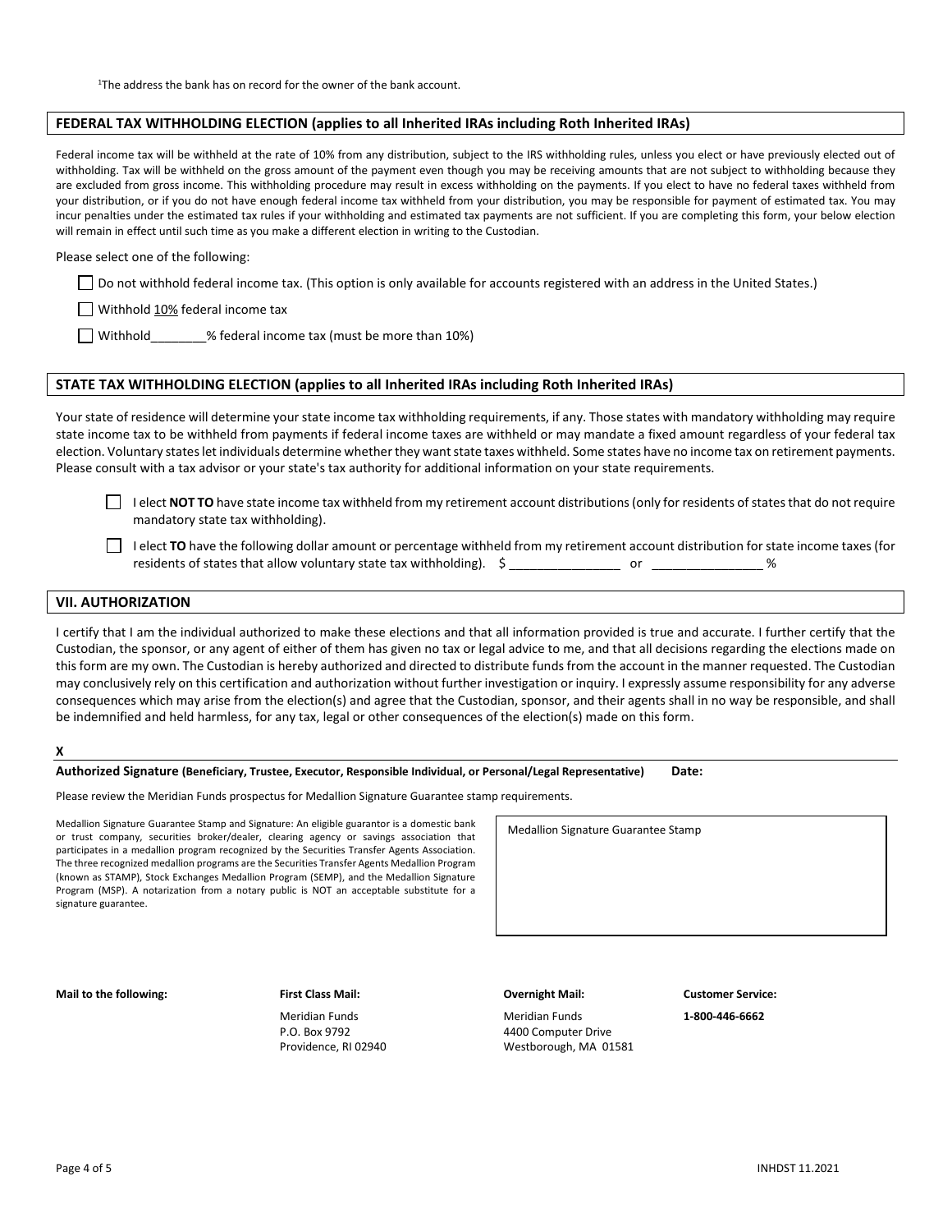[1]The address the bank has on record for the owner of the bank account.

## FEDERAL TAX WITHHOLDING ELECTION (applies to all Inherited IRAs including Roth Inherited IRAs)

Federal income tax will be withheld at the rate of 10% from any distribution, subject to the IRS withholding rules, unless you elect or have previously elected out of withholding. Tax will be withheld on the gross amount of the payment even though you may be receiving amounts that are not subject to withholding because they are excluded from gross income. This withholding procedure may result in excess withholding on the payments. If you elect to have no federal taxes withheld from your distribution, or if you do not have enough federal income tax withheld from your distribution, you may be responsible for payment of estimated tax. You may incur penalties under the estimated tax rules if your withholding and estimated tax payments are not sufficient. If you are completing this form, your below election will remain in effect until such time as you make a different election in writing to the Custodian.

Please select one of the following:

- ☐ Do not withhold federal income tax. (This option is only available for accounts registered with an address in the United States.)
- ☐ Withhold 10% federal income tax
- ☐ Withhold________% federal income tax (must be more than 10%)

## STATE TAX WITHHOLDING ELECTION (applies to all Inherited IRAs including Roth Inherited IRAs)

Your state of residence will determine your state income tax withholding requirements, if any. Those states with mandatory withholding may require state income tax to be withheld from payments if federal income taxes are withheld or may mandate a fixed amount regardless of your federal tax election. Voluntary states let individuals determine whether they want state taxes withheld. Some states have no income tax on retirement payments. Please consult with a tax advisor or your state's tax authority for additional information on your state requirements.

- ☐ I elect **NOT TO** have state income tax withheld from my retirement account distributions (only for residents of states that do not require mandatory state tax withholding).
- ☐ I elect **TO** have the following dollar amount or percentage withheld from my retirement account distribution for state income taxes (for residents of states that allow voluntary state tax withholding). $ _______________ or _______________ %

## VII. AUTHORIZATION

I certify that I am the individual authorized to make these elections and that all information provided is true and accurate. I further certify that the Custodian, the sponsor, or any agent of either of them has given no tax or legal advice to me, and that all decisions regarding the elections made on this form are my own. The Custodian is hereby authorized and directed to distribute funds from the account in the manner requested. The Custodian may conclusively rely on this certification and authorization without further investigation or inquiry. I expressly assume responsibility for any adverse consequences which may arise from the election(s) and agree that the Custodian, sponsor, and their agents shall in no way be responsible, and shall be indemnified and held harmless, for any tax, legal or other consequences of the election(s) made on this form.

**X**

**Authorized Signature (Beneficiary, Trustee, Executor, Responsible Individual, or Personal/Legal Representative)** **Date:**

Please review the Meridian Funds prospectus for Medallion Signature Guarantee stamp requirements.

Medallion Signature Guarantee Stamp and Signature: An eligible guarantor is a domestic bank or trust company, securities broker/dealer, clearing agency or savings association that participates in a medallion program recognized by the Securities Transfer Agents Association. The three recognized medallion programs are the Securities Transfer Agents Medallion Program (known as STAMP), Stock Exchanges Medallion Program (SEMP), and the Medallion Signature Program (MSP). A notarization from a notary public is NOT an acceptable substitute for a signature guarantee.

Medallion Signature Guarantee Stamp

**Mail to the following:**

**First Class Mail:**
Meridian Funds
P.O. Box 9792
Providence, RI 02940

**Overnight Mail:**
Meridian Funds
4400 Computer Drive
Westborough, MA 01581

**Customer Service:**
**1-800-446-6662**

INHDST 11.2021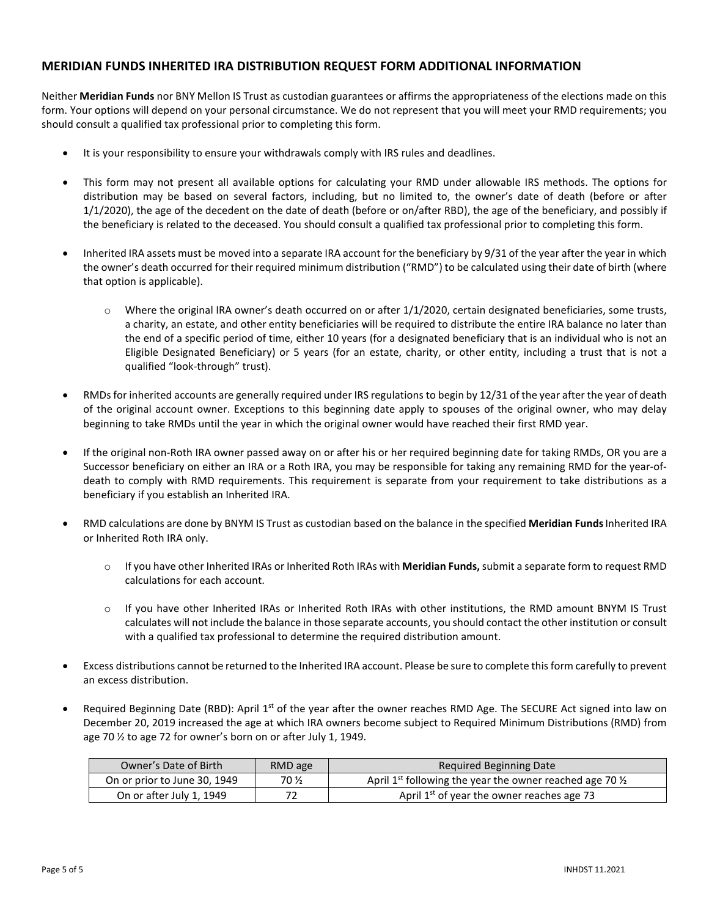## MERIDIAN FUNDS INHERITED IRA DISTRIBUTION REQUEST FORM ADDITIONAL INFORMATION

Neither **Meridian Funds** nor BNY Mellon IS Trust as custodian guarantees or affirms the appropriateness of the elections made on this form. Your options will depend on your personal circumstance. We do not represent that you will meet your RMD requirements; you should consult a qualified tax professional prior to completing this form.

- It is your responsibility to ensure your withdrawals comply with IRS rules and deadlines.
- This form may not present all available options for calculating your RMD under allowable IRS methods. The options for distribution may be based on several factors, including, but no limited to, the owner's date of death (before or after 1/1/2020), the age of the decedent on the date of death (before or on/after RBD), the age of the beneficiary, and possibly if the beneficiary is related to the deceased. You should consult a qualified tax professional prior to completing this form.
- Inherited IRA assets must be moved into a separate IRA account for the beneficiary by 9/31 of the year after the year in which the owner's death occurred for their required minimum distribution ("RMD") to be calculated using their date of birth (where that option is applicable).
  - Where the original IRA owner's death occurred on or after 1/1/2020, certain designated beneficiaries, some trusts, a charity, an estate, and other entity beneficiaries will be required to distribute the entire IRA balance no later than the end of a specific period of time, either 10 years (for a designated beneficiary that is an individual who is not an Eligible Designated Beneficiary) or 5 years (for an estate, charity, or other entity, including a trust that is not a qualified "look-through" trust).
- RMDs for inherited accounts are generally required under IRS regulations to begin by 12/31 of the year after the year of death of the original account owner. Exceptions to this beginning date apply to spouses of the original owner, who may delay beginning to take RMDs until the year in which the original owner would have reached their first RMD year.
- If the original non-Roth IRA owner passed away on or after his or her required beginning date for taking RMDs, OR you are a Successor beneficiary on either an IRA or a Roth IRA, you may be responsible for taking any remaining RMD for the year-of-death to comply with RMD requirements. This requirement is separate from your requirement to take distributions as a beneficiary if you establish an Inherited IRA.
- RMD calculations are done by BNYM IS Trust as custodian based on the balance in the specified **Meridian Funds** Inherited IRA or Inherited Roth IRA only.
  - If you have other Inherited IRAs or Inherited Roth IRAs with **Meridian Funds,** submit a separate form to request RMD calculations for each account.
  - If you have other Inherited IRAs or Inherited Roth IRAs with other institutions, the RMD amount BNYM IS Trust calculates will not include the balance in those separate accounts, you should contact the other institution or consult with a qualified tax professional to determine the required distribution amount.
- Excess distributions cannot be returned to the Inherited IRA account. Please be sure to complete this form carefully to prevent an excess distribution.
- Required Beginning Date (RBD): April 1st of the year after the owner reaches RMD Age. The SECURE Act signed into law on December 20, 2019 increased the age at which IRA owners become subject to Required Minimum Distributions (RMD) from age 70 ½ to age 72 for owner's born on or after July 1, 1949.

| Owner's Date of Birth | RMD age | Required Beginning Date |
|---|---|---|
| On or prior to June 30, 1949 | 70 ½ | April 1st following the year the owner reached age 70 ½ |
| On or after July 1, 1949 | 72 | April 1st of year the owner reaches age 73 |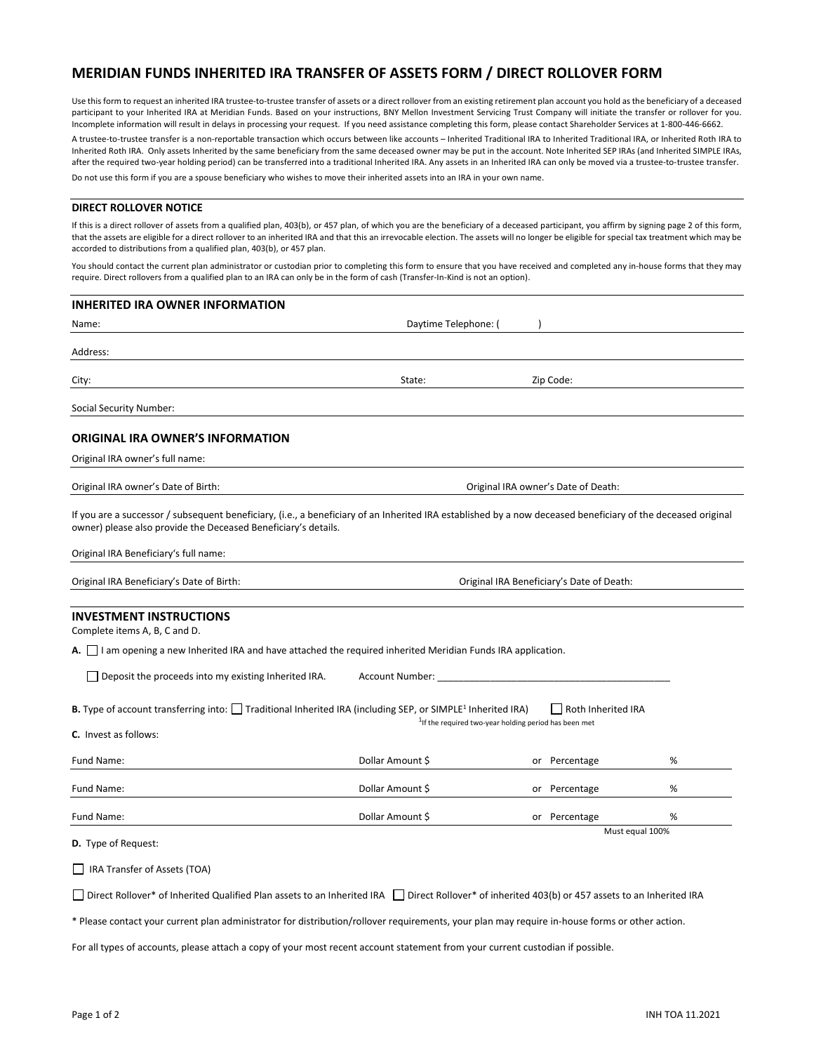# MERIDIAN FUNDS INHERITED IRA TRANSFER OF ASSETS FORM / DIRECT ROLLOVER FORM

Use this form to request an inherited IRA trustee-to-trustee transfer of assets or a direct rollover from an existing retirement plan account you hold as the beneficiary of a deceased participant to your Inherited IRA at Meridian Funds. Based on your instructions, BNY Mellon Investment Servicing Trust Company will initiate the transfer or rollover for you. Incomplete information will result in delays in processing your request. If you need assistance completing this form, please contact Shareholder Services at 1-800-446-6662.

A trustee-to-trustee transfer is a non-reportable transaction which occurs between like accounts – Inherited Traditional IRA to Inherited Traditional IRA, or Inherited Roth IRA to Inherited Roth IRA. Only assets Inherited by the same beneficiary from the same deceased owner may be put in the account. Note Inherited SEP IRAs (and Inherited SIMPLE IRAs, after the required two-year holding period) can be transferred into a traditional Inherited IRA. Any assets in an Inherited IRA can only be moved via a trustee-to-trustee transfer.

Do not use this form if you are a spouse beneficiary who wishes to move their inherited assets into an IRA in your own name.

### DIRECT ROLLOVER NOTICE

If this is a direct rollover of assets from a qualified plan, 403(b), or 457 plan, of which you are the beneficiary of a deceased participant, you affirm by signing page 2 of this form, that the assets are eligible for a direct rollover to an inherited IRA and that this an irrevocable election. The assets will no longer be eligible for special tax treatment which may be accorded to distributions from a qualified plan, 403(b), or 457 plan.

You should contact the current plan administrator or custodian prior to completing this form to ensure that you have received and completed any in-house forms that they may require. Direct rollovers from a qualified plan to an IRA can only be in the form of cash (Transfer-In-Kind is not an option).

## INHERITED IRA OWNER INFORMATION

Name: ______________________ Daytime Telephone: ( )

Address: ______________________

City: ______________________ State: ______ Zip Code: ______

Social Security Number: ______________________

## ORIGINAL IRA OWNER'S INFORMATION

Original IRA owner's full name: ______________________

Original IRA owner's Date of Birth: ______________________ Original IRA owner's Date of Death: ______________________

If you are a successor / subsequent beneficiary, (i.e., a beneficiary of an Inherited IRA established by a now deceased beneficiary of the deceased original owner) please also provide the Deceased Beneficiary's details.

Original IRA Beneficiary's full name: ______________________

Original IRA Beneficiary's Date of Birth: ______________________ Original IRA Beneficiary's Date of Death: ______________________

## INVESTMENT INSTRUCTIONS

Complete items A, B, C and D.

**A.** ☐ I am opening a new Inherited IRA and have attached the required inherited Meridian Funds IRA application.

☐ Deposit the proceeds into my existing Inherited IRA. Account Number: ______________________

**B.** Type of account transferring into: ☐ Traditional Inherited IRA (including SEP, or SIMPLE[1] Inherited IRA) ☐ Roth Inherited IRA

[1] If the required two-year holding period has been met

**C.** Invest as follows:

| Fund Name: | Dollar Amount $ | or Percentage | % |
|---|---|---|---|
| Fund Name: | Dollar Amount $ | or Percentage | % |
| Fund Name: | Dollar Amount $ | or Percentage | % |

Must equal 100%

**D.** Type of Request:

☐ IRA Transfer of Assets (TOA)

☐ Direct Rollover* of Inherited Qualified Plan assets to an Inherited IRA ☐ Direct Rollover* of inherited 403(b) or 457 assets to an Inherited IRA

\* Please contact your current plan administrator for distribution/rollover requirements, your plan may require in-house forms or other action.

For all types of accounts, please attach a copy of your most recent account statement from your current custodian if possible.

INH TOA 11.2021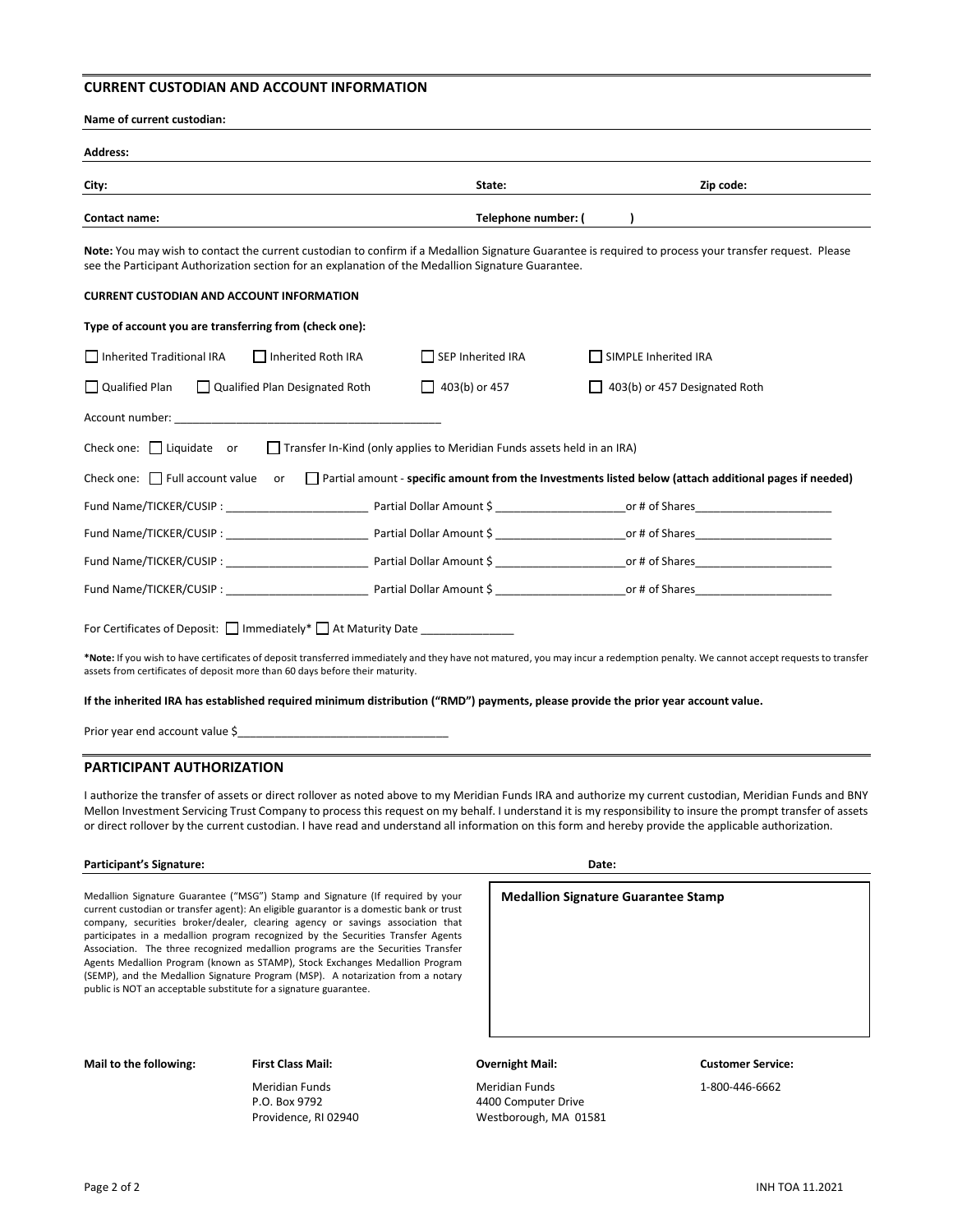## CURRENT CUSTODIAN AND ACCOUNT INFORMATION

**Name of current custodian:**

**Address:**

**City:** **State:** **Zip code:**

**Contact name:** **Telephone number: (     )**

**Note:** You may wish to contact the current custodian to confirm if a Medallion Signature Guarantee is required to process your transfer request. Please see the Participant Authorization section for an explanation of the Medallion Signature Guarantee.

**CURRENT CUSTODIAN AND ACCOUNT INFORMATION**

**Type of account you are transferring from (check one):**

☐ Inherited Traditional IRA ☐ Inherited Roth IRA ☐ SEP Inherited IRA ☐ SIMPLE Inherited IRA

☐ Qualified Plan ☐ Qualified Plan Designated Roth ☐ 403(b) or 457 ☐ 403(b) or 457 Designated Roth

Account number: ___________________________________________

Check one: ☐ Liquidate or ☐ Transfer In-Kind (only applies to Meridian Funds assets held in an IRA)

Check one: ☐ Full account value or ☐ Partial amount - **specific amount from the Investments listed below (attach additional pages if needed)**

Fund Name/TICKER/CUSIP : _______________________ Partial Dollar Amount $ _____________________or # of Shares______________________

Fund Name/TICKER/CUSIP : _______________________ Partial Dollar Amount $ _____________________or # of Shares______________________

Fund Name/TICKER/CUSIP : _______________________ Partial Dollar Amount $ _____________________or # of Shares______________________

Fund Name/TICKER/CUSIP : _______________________ Partial Dollar Amount $ _____________________or # of Shares______________________

For Certificates of Deposit: ☐ Immediately* ☐ At Maturity Date _______________

***Note:** If you wish to have certificates of deposit transferred immediately and they have not matured, you may incur a redemption penalty. We cannot accept requests to transfer assets from certificates of deposit more than 60 days before their maturity.

**If the inherited IRA has established required minimum distribution ("RMD") payments, please provide the prior year account value.**

Prior year end account value $__________________________________

## PARTICIPANT AUTHORIZATION

I authorize the transfer of assets or direct rollover as noted above to my Meridian Funds IRA and authorize my current custodian, Meridian Funds and BNY Mellon Investment Servicing Trust Company to process this request on my behalf. I understand it is my responsibility to insure the prompt transfer of assets or direct rollover by the current custodian. I have read and understand all information on this form and hereby provide the applicable authorization.

**Participant's Signature:** **Date:**

Medallion Signature Guarantee ("MSG") Stamp and Signature (If required by your current custodian or transfer agent): An eligible guarantor is a domestic bank or trust company, securities broker/dealer, clearing agency or savings association that participates in a medallion program recognized by the Securities Transfer Agents Association. The three recognized medallion programs are the Securities Transfer Agents Medallion Program (known as STAMP), Stock Exchanges Medallion Program (SEMP), and the Medallion Signature Program (MSP). A notarization from a notary public is NOT an acceptable substitute for a signature guarantee.

**Medallion Signature Guarantee Stamp**

| Mail to the following: | First Class Mail: | Overnight Mail: | Customer Service: |
|---|---|---|---|
| | Meridian Funds<br>P.O. Box 9792<br>Providence, RI 02940 | Meridian Funds<br>4400 Computer Drive<br>Westborough, MA 01581 | 1-800-446-6662 |

INH TOA 11.2021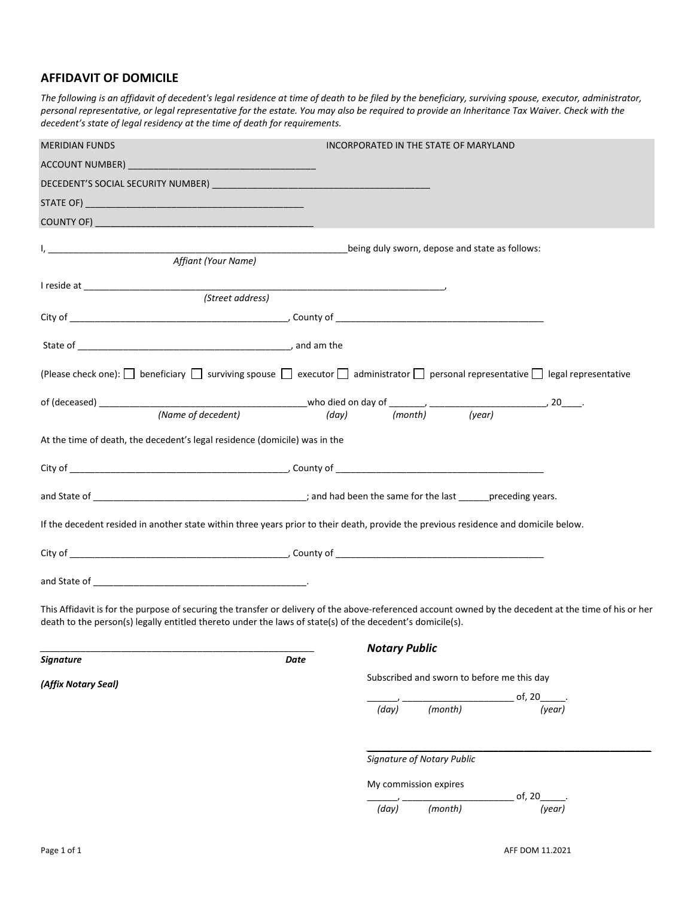## AFFIDAVIT OF DOMICILE

*The following is an affidavit of decedent's legal residence at time of death to be filed by the beneficiary, surviving spouse, executor, administrator, personal representative, or legal representative for the estate. You may also be required to provide an Inheritance Tax Waiver. Check with the decedent's state of legal residency at the time of death for requirements.*

MERIDIAN FUNDS INCORPORATED IN THE STATE OF MARYLAND

ACCOUNT NUMBER) ____________________________________

DECEDENT'S SOCIAL SECURITY NUMBER) ____________________________________________

STATE OF) __________________________________________

COUNTY OF) ___________________________________________

I, ____________________________________________________________being duly sworn, depose and state as follows:
*Affiant (Your Name)*

I reside at _________________________________________________________________________,
*(Street address)*

City of __________________________________________, County of ________________________________________

State of __________________________________________, and am the

(Please check one): ☐ beneficiary ☐ surviving spouse ☐ executor ☐ administrator ☐ personal representative ☐ legal representative

of (deceased) ________________________________________who died on day of _______, ______________________, 20____.
*(Name of decedent)* *(day)* *(month)* *(year)*

At the time of death, the decedent's legal residence (domicile) was in the

City of __________________________________________, County of ________________________________________

and State of _________________________________________; and had been the same for the last ______preceding years.

If the decedent resided in another state within three years prior to their death, provide the previous residence and domicile below.

City of __________________________________________, County of ________________________________________

and State of _________________________________________.

This Affidavit is for the purpose of securing the transfer or delivery of the above-referenced account owned by the decedent at the time of his or her death to the person(s) legally entitled thereto under the laws of state(s) of the decedent's domicile(s).

______________________________________________________
***Signature*** ***Date***

***(Affix Notary Seal)***

***Notary Public***

Subscribed and sworn to before me this day

______, _____________________ of, 20_____.
*(day)* *(month)* *(year)*

______________________________________________________
*Signature of Notary Public*

My commission expires

______, _____________________ of, 20_____.
*(day)* *(month)* *(year)*

AFF DOM 11.2021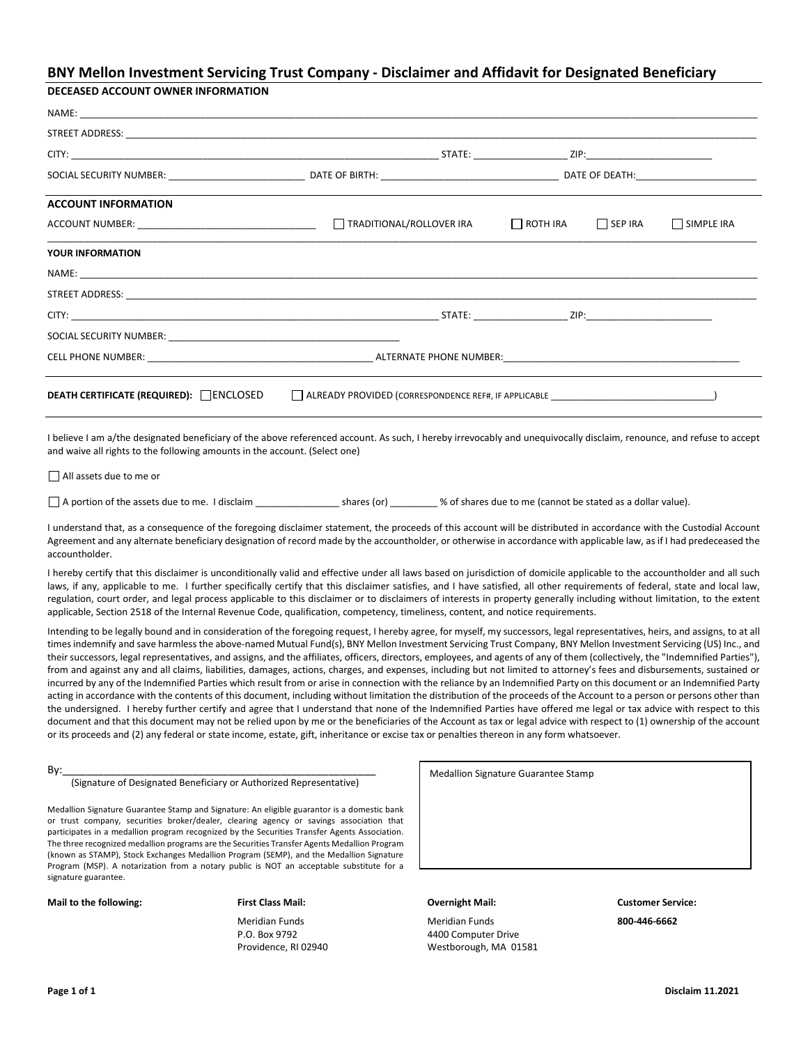# BNY Mellon Investment Servicing Trust Company - Disclaimer and Affidavit for Designated Beneficiary

**DECEASED ACCOUNT OWNER INFORMATION**

NAME: ______________________________________________

STREET ADDRESS: ______________________________________________

CITY: ______________________________ STATE: ______________ ZIP: ______________

SOCIAL SECURITY NUMBER: ______________ DATE OF BIRTH: ______________ DATE OF DEATH: ______________

## ACCOUNT INFORMATION

ACCOUNT NUMBER: ______________________ ☐ TRADITIONAL/ROLLOVER IRA ☐ ROTH IRA ☐ SEP IRA ☐ SIMPLE IRA

**YOUR INFORMATION**

NAME: ______________________________________________

STREET ADDRESS: ______________________________________________

CITY: ______________________________ STATE: ______________ ZIP: ______________

SOCIAL SECURITY NUMBER: ______________________

CELL PHONE NUMBER: ______________________ ALTERNATE PHONE NUMBER: ______________________

**DEATH CERTIFICATE (REQUIRED):** ☐ ENCLOSED ☐ ALREADY PROVIDED (CORRESPONDENCE REF#, IF APPLICABLE ______________________)

I believe I am a/the designated beneficiary of the above referenced account. As such, I hereby irrevocably and unequivocally disclaim, renounce, and refuse to accept and waive all rights to the following amounts in the account. (Select one)

☐ All assets due to me or

☐ A portion of the assets due to me. I disclaim ______________ shares (or) ________ % of shares due to me (cannot be stated as a dollar value).

I understand that, as a consequence of the foregoing disclaimer statement, the proceeds of this account will be distributed in accordance with the Custodial Account Agreement and any alternate beneficiary designation of record made by the accountholder, or otherwise in accordance with applicable law, as if I had predeceased the accountholder.

I hereby certify that this disclaimer is unconditionally valid and effective under all laws based on jurisdiction of domicile applicable to the accountholder and all such laws, if any, applicable to me. I further specifically certify that this disclaimer satisfies, and I have satisfied, all other requirements of federal, state and local law, regulation, court order, and legal process applicable to this disclaimer or to disclaimers of interests in property generally including without limitation, to the extent applicable, Section 2518 of the Internal Revenue Code, qualification, competency, timeliness, content, and notice requirements.

Intending to be legally bound and in consideration of the foregoing request, I hereby agree, for myself, my successors, legal representatives, heirs, and assigns, to at all times indemnify and save harmless the above-named Mutual Fund(s), BNY Mellon Investment Servicing Trust Company, BNY Mellon Investment Servicing (US) Inc., and their successors, legal representatives, and assigns, and the affiliates, officers, directors, employees, and agents of any of them (collectively, the "Indemnified Parties"), from and against any and all claims, liabilities, damages, actions, charges, and expenses, including but not limited to attorney's fees and disbursements, sustained or incurred by any of the Indemnified Parties which result from or arise in connection with the reliance by an Indemnified Party on this document or an Indemnified Party acting in accordance with the contents of this document, including without limitation the distribution of the proceeds of the Account to a person or persons other than the undersigned. I hereby further certify and agree that I understand that none of the Indemnified Parties have offered me legal or tax advice with respect to this document and that this document may not be relied upon by me or the beneficiaries of the Account as tax or legal advice with respect to (1) ownership of the account or its proceeds and (2) any federal or state income, estate, gift, inheritance or excise tax or penalties thereon in any form whatsoever.

By: ______________________________________________
(Signature of Designated Beneficiary or Authorized Representative)

Medallion Signature Guarantee Stamp

Medallion Signature Guarantee Stamp and Signature: An eligible guarantor is a domestic bank or trust company, securities broker/dealer, clearing agency or savings association that participates in a medallion program recognized by the Securities Transfer Agents Association. The three recognized medallion programs are the Securities Transfer Agents Medallion Program (known as STAMP), Stock Exchanges Medallion Program (SEMP), and the Medallion Signature Program (MSP). A notarization from a notary public is NOT an acceptable substitute for a signature guarantee.

**Mail to the following:**

**First Class Mail:**
Meridian Funds
P.O. Box 9792
Providence, RI 02940

**Overnight Mail:**
Meridian Funds
4400 Computer Drive
Westborough, MA 01581

**Customer Service:**
**800-446-6662**

**Disclaim 11.2021**